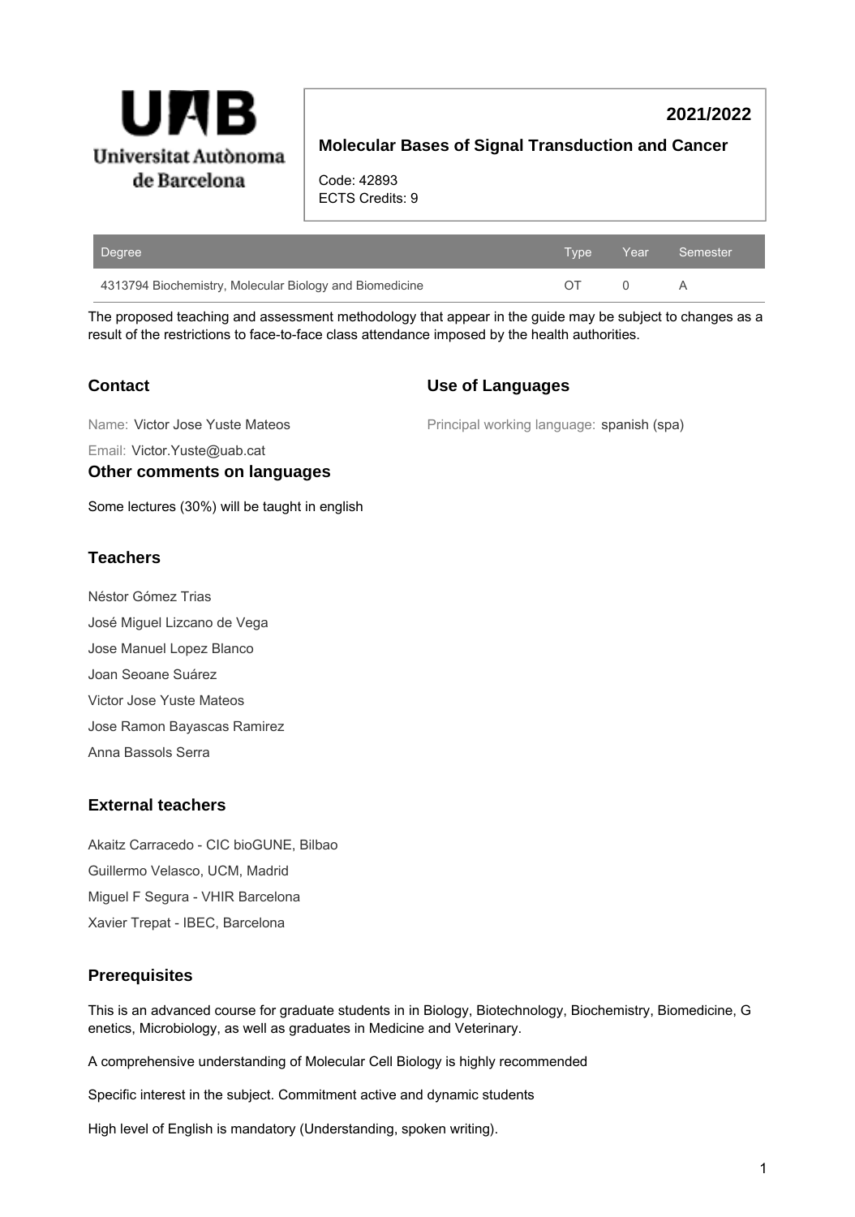Universitat Autònoma de Barcelona

**2021/2022**

## Molecular Bases of Signal Transduction and Cancer

Code: 42893
ECTS Credits: 9

| Degree | Type | Year | Semester |
| --- | --- | --- | --- |
| 4313794 Biochemistry, Molecular Biology and Biomedicine | OT | 0 | A |

The proposed teaching and assessment methodology that appear in the guide may be subject to changes as a result of the restrictions to face-to-face class attendance imposed by the health authorities.

### Contact

Name: Victor Jose Yuste Mateos

Email: Victor.Yuste@uab.cat

### Use of Languages

Principal working language: spanish (spa)

### Other comments on languages

Some lectures (30%) will be taught in english

### Teachers

Néstor Gómez Trias

José Miguel Lizcano de Vega

Jose Manuel Lopez Blanco

Joan Seoane Suárez

Victor Jose Yuste Mateos

Jose Ramon Bayascas Ramirez

Anna Bassols Serra

### External teachers

Akaitz Carracedo - CIC bioGUNE, Bilbao

Guillermo Velasco, UCM, Madrid

Miguel F Segura - VHIR Barcelona

Xavier Trepat - IBEC, Barcelona

### Prerequisites

This is an advanced course for graduate students in in Biology, Biotechnology, Biochemistry, Biomedicine, Genetics, Microbiology, as well as graduates in Medicine and Veterinary.

A comprehensive understanding of Molecular Cell Biology is highly recommended

Specific interest in the subject. Commitment active and dynamic students

High level of English is mandatory (Understanding, spoken writing).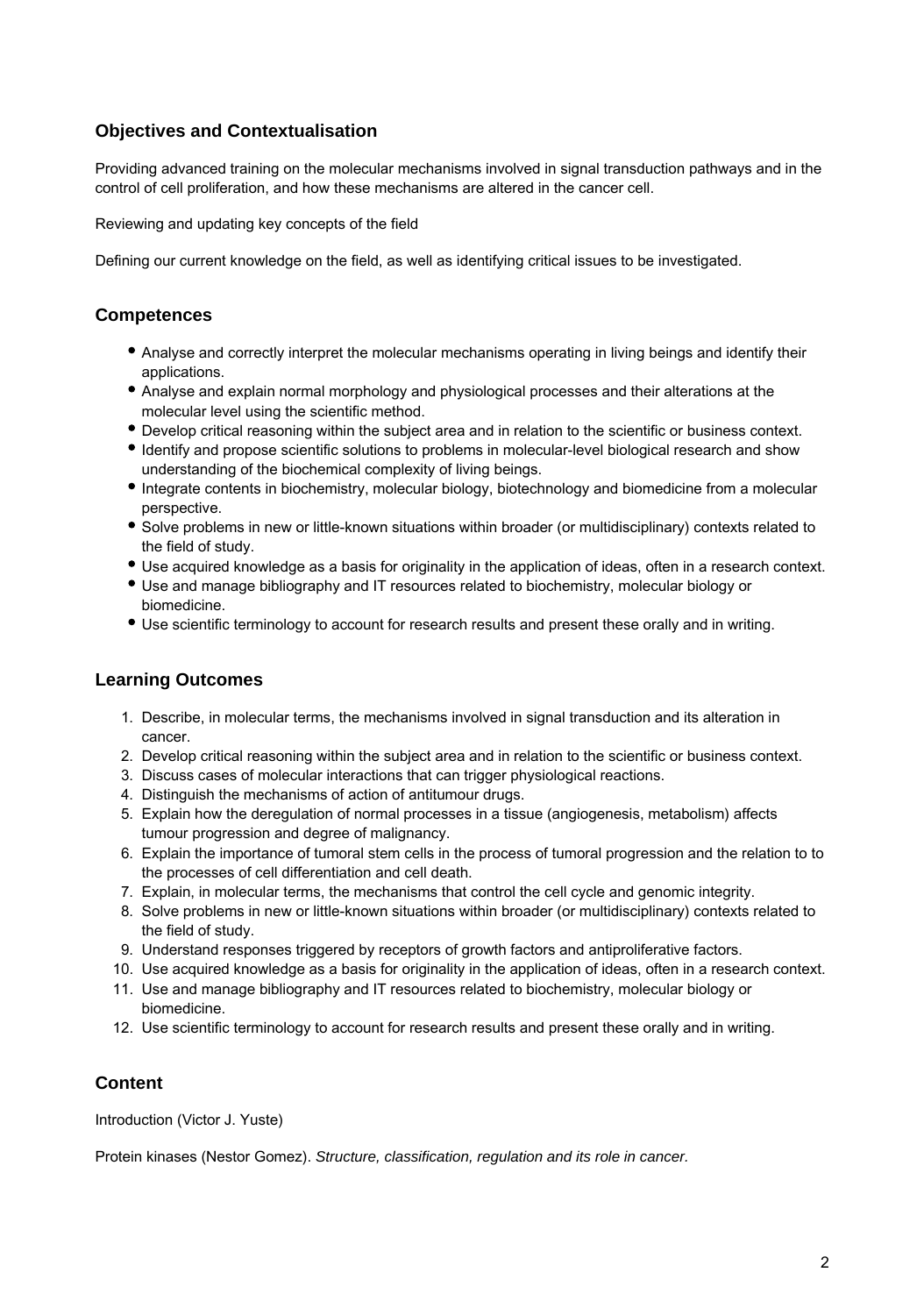## Objectives and Contextualisation

Providing advanced training on the molecular mechanisms involved in signal transduction pathways and in the control of cell proliferation, and how these mechanisms are altered in the cancer cell.

Reviewing and updating key concepts of the field

Defining our current knowledge on the field, as well as identifying critical issues to be investigated.

## Competences

- Analyse and correctly interpret the molecular mechanisms operating in living beings and identify their applications.
- Analyse and explain normal morphology and physiological processes and their alterations at the molecular level using the scientific method.
- Develop critical reasoning within the subject area and in relation to the scientific or business context.
- Identify and propose scientific solutions to problems in molecular-level biological research and show understanding of the biochemical complexity of living beings.
- Integrate contents in biochemistry, molecular biology, biotechnology and biomedicine from a molecular perspective.
- Solve problems in new or little-known situations within broader (or multidisciplinary) contexts related to the field of study.
- Use acquired knowledge as a basis for originality in the application of ideas, often in a research context.
- Use and manage bibliography and IT resources related to biochemistry, molecular biology or biomedicine.
- Use scientific terminology to account for research results and present these orally and in writing.

## Learning Outcomes

1. Describe, in molecular terms, the mechanisms involved in signal transduction and its alteration in cancer.
2. Develop critical reasoning within the subject area and in relation to the scientific or business context.
3. Discuss cases of molecular interactions that can trigger physiological reactions.
4. Distinguish the mechanisms of action of antitumour drugs.
5. Explain how the deregulation of normal processes in a tissue (angiogenesis, metabolism) affects tumour progression and degree of malignancy.
6. Explain the importance of tumoral stem cells in the process of tumoral progression and the relation to to the processes of cell differentiation and cell death.
7. Explain, in molecular terms, the mechanisms that control the cell cycle and genomic integrity.
8. Solve problems in new or little-known situations within broader (or multidisciplinary) contexts related to the field of study.
9. Understand responses triggered by receptors of growth factors and antiproliferative factors.
10. Use acquired knowledge as a basis for originality in the application of ideas, often in a research context.
11. Use and manage bibliography and IT resources related to biochemistry, molecular biology or biomedicine.
12. Use scientific terminology to account for research results and present these orally and in writing.

## Content

Introduction (Victor J. Yuste)

Protein kinases (Nestor Gomez). *Structure, classification, regulation and its role in cancer.*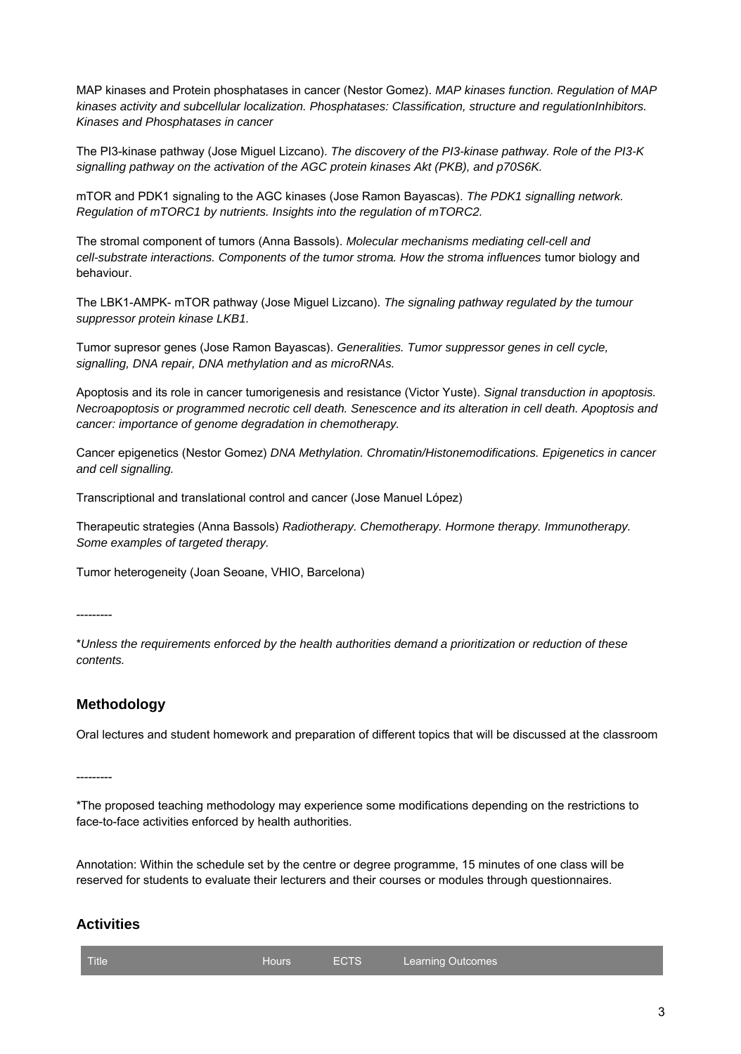MAP kinases and Protein phosphatases in cancer (Nestor Gomez). *MAP kinases function. Regulation of MAP kinases activity and subcellular localization. Phosphatases: Classification, structure and regulationInhibitors. Kinases and Phosphatases in cancer*

The PI3-kinase pathway (Jose Miguel Lizcano). *The discovery of the PI3-kinase pathway. Role of the PI3-K signalling pathway on the activation of the AGC protein kinases Akt (PKB), and p70S6K.*

mTOR and PDK1 signaling to the AGC kinases (Jose Ramon Bayascas). *The PDK1 signalling network. Regulation of mTORC1 by nutrients. Insights into the regulation of mTORC2.*

The stromal component of tumors (Anna Bassols). *Molecular mechanisms mediating cell-cell and cell-substrate interactions. Components of the tumor stroma. How the stroma influences* tumor biology and behaviour.

The LBK1-AMPK- mTOR pathway (Jose Miguel Lizcano). *The signaling pathway regulated by the tumour suppressor protein kinase LKB1.*

Tumor supresor genes (Jose Ramon Bayascas). *Generalities. Tumor suppressor genes in cell cycle, signalling, DNA repair, DNA methylation and as microRNAs.*

Apoptosis and its role in cancer tumorigenesis and resistance (Victor Yuste). *Signal transduction in apoptosis. Necroapoptosis or programmed necrotic cell death. Senescence and its alteration in cell death. Apoptosis and cancer: importance of genome degradation in chemotherapy.*

Cancer epigenetics (Nestor Gomez) *DNA Methylation. Chromatin/Histonemodifications. Epigenetics in cancer and cell signalling.*

Transcriptional and translational control and cancer (Jose Manuel López)

Therapeutic strategies (Anna Bassols) *Radiotherapy. Chemotherapy. Hormone therapy. Immunotherapy. Some examples of targeted therapy.*

Tumor heterogeneity (Joan Seoane, VHIO, Barcelona)

---------

*\*Unless the requirements enforced by the health authorities demand a prioritization or reduction of these contents.*

## Methodology

Oral lectures and student homework and preparation of different topics that will be discussed at the classroom

---------

\*The proposed teaching methodology may experience some modifications depending on the restrictions to face-to-face activities enforced by health authorities.

Annotation: Within the schedule set by the centre or degree programme, 15 minutes of one class will be reserved for students to evaluate their lecturers and their courses or modules through questionnaires.

## Activities

| Title | Hours | ECTS | Learning Outcomes |
| --- | --- | --- | --- |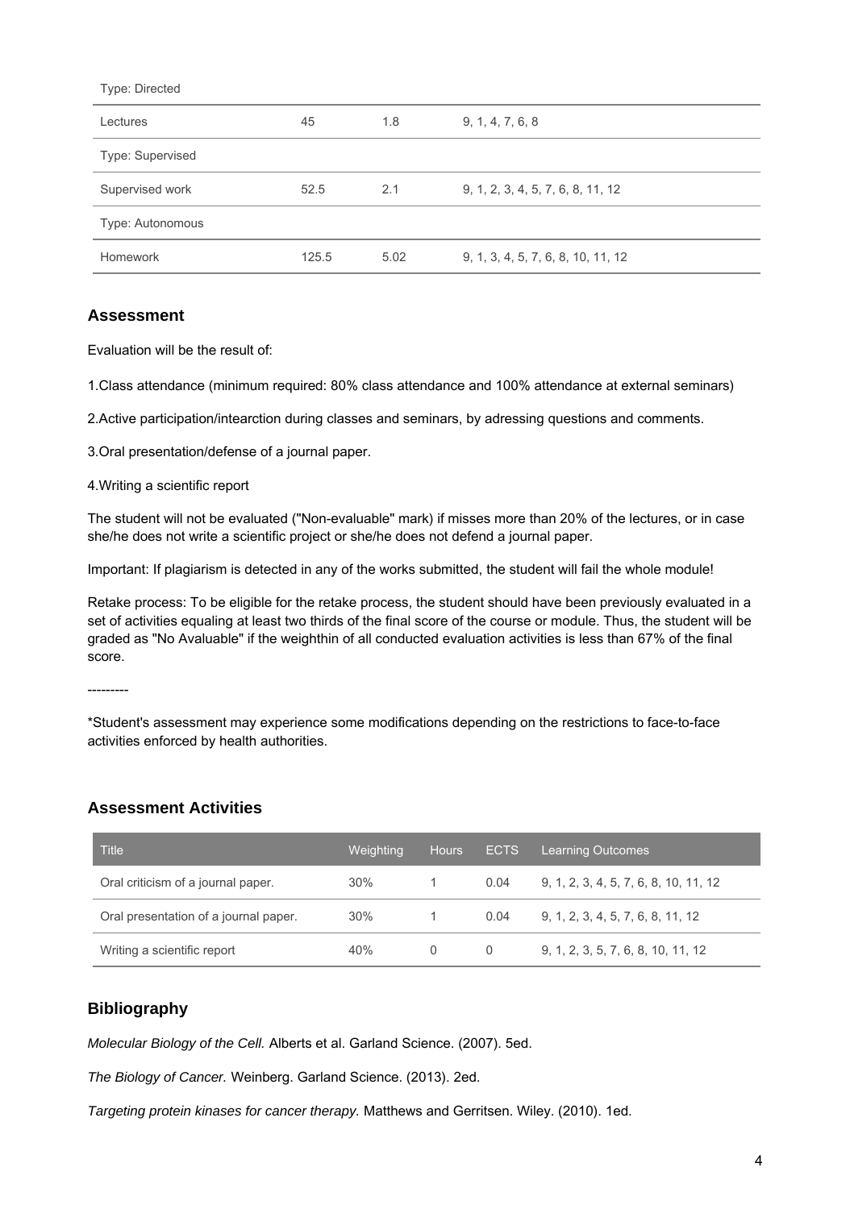| Type: Directed | | | |
|---|---|---|---|
| Lectures | 45 | 1.8 | 9, 1, 4, 7, 6, 8 |
| Type: Supervised | | | |
| Supervised work | 52.5 | 2.1 | 9, 1, 2, 3, 4, 5, 7, 6, 8, 11, 12 |
| Type: Autonomous | | | |
| Homework | 125.5 | 5.02 | 9, 1, 3, 4, 5, 7, 6, 8, 10, 11, 12 |

## Assessment

Evaluation will be the result of:

1.Class attendance (minimum required: 80% class attendance and 100% attendance at external seminars)

2.Active participation/intearction during classes and seminars, by adressing questions and comments.

3.Oral presentation/defense of a journal paper.

4.Writing a scientific report

The student will not be evaluated ("Non-evaluable" mark) if misses more than 20% of the lectures, or in case she/he does not write a scientific project or she/he does not defend a journal paper.

Important: If plagiarism is detected in any of the works submitted, the student will fail the whole module!

Retake process: To be eligible for the retake process, the student should have been previously evaluated in a set of activities equaling at least two thirds of the final score of the course or module. Thus, the student will be graded as "No Avaluable" if the weighthin of all conducted evaluation activities is less than 67% of the final score.

---------

*Student's assessment may experience some modifications depending on the restrictions to face-to-face activities enforced by health authorities.

## Assessment Activities

| Title | Weighting | Hours | ECTS | Learning Outcomes |
|---|---|---|---|---|
| Oral criticism of a journal paper. | 30% | 1 | 0.04 | 9, 1, 2, 3, 4, 5, 7, 6, 8, 10, 11, 12 |
| Oral presentation of a journal paper. | 30% | 1 | 0.04 | 9, 1, 2, 3, 4, 5, 7, 6, 8, 11, 12 |
| Writing a scientific report | 40% | 0 | 0 | 9, 1, 2, 3, 5, 7, 6, 8, 10, 11, 12 |

## Bibliography

*Molecular Biology of the Cell.* Alberts et al. Garland Science. (2007). 5ed.

*The Biology of Cancer.* Weinberg. Garland Science. (2013). 2ed.

*Targeting protein kinases for cancer therapy.* Matthews and Gerritsen. Wiley. (2010). 1ed.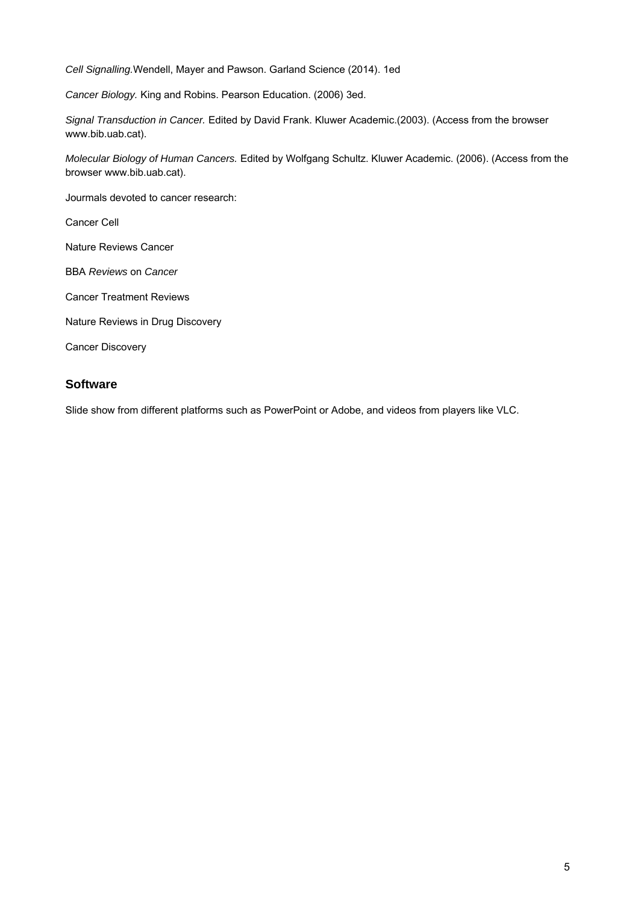*Cell Signalling.*Wendell, Mayer and Pawson. Garland Science (2014). 1ed

*Cancer Biology.* King and Robins. Pearson Education. (2006) 3ed.

*Signal Transduction in Cancer.* Edited by David Frank. Kluwer Academic.(2003). (Access from the browser www.bib.uab.cat).

*Molecular Biology of Human Cancers.* Edited by Wolfgang Schultz. Kluwer Academic. (2006). (Access from the browser www.bib.uab.cat).

Jourmals devoted to cancer research:

Cancer Cell

Nature Reviews Cancer

BBA *Reviews* on *Cancer*

Cancer Treatment Reviews

Nature Reviews in Drug Discovery

Cancer Discovery

## Software

Slide show from different platforms such as PowerPoint or Adobe, and videos from players like VLC.